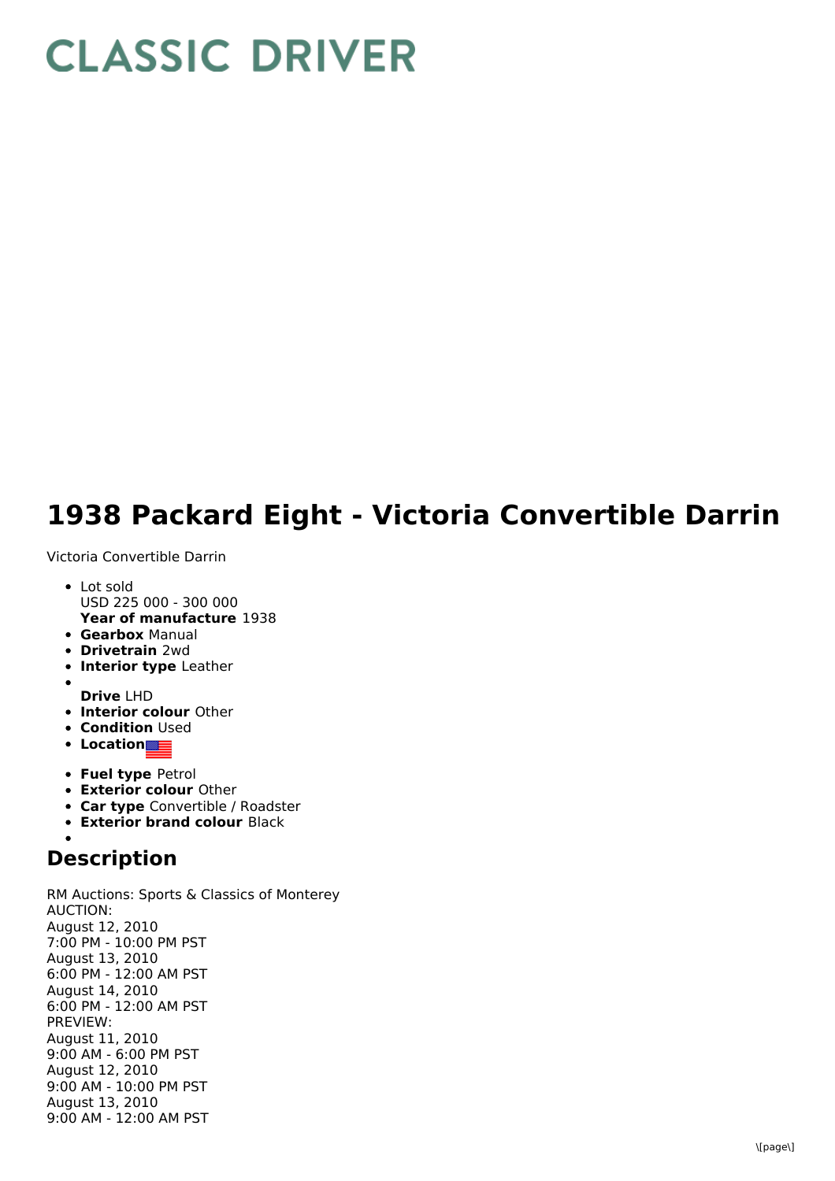# CLASSIC DRIVER

# 1938 Packard Eight - Victoria Convertible Darrin

Victoria Convertible Darrin

- Lot sold
  USD 225 000 - 300 000
  **Year of manufacture** 1938
- **Gearbox** Manual
- **Drivetrain** 2wd
- **Interior type** Leather
- 
  **Drive** LHD
- **Interior colour** Other
- **Condition** Used
- **Location**
- **Fuel type** Petrol
- **Exterior colour** Other
- **Car type** Convertible / Roadster
- **Exterior brand colour** Black
- 

## Description

RM Auctions: Sports & Classics of Monterey
AUCTION:
August 12, 2010
7:00 PM - 10:00 PM PST
August 13, 2010
6:00 PM - 12:00 AM PST
August 14, 2010
6:00 PM - 12:00 AM PST
PREVIEW:
August 11, 2010
9:00 AM - 6:00 PM PST
August 12, 2010
9:00 AM - 10:00 PM PST
August 13, 2010
9:00 AM - 12:00 AM PST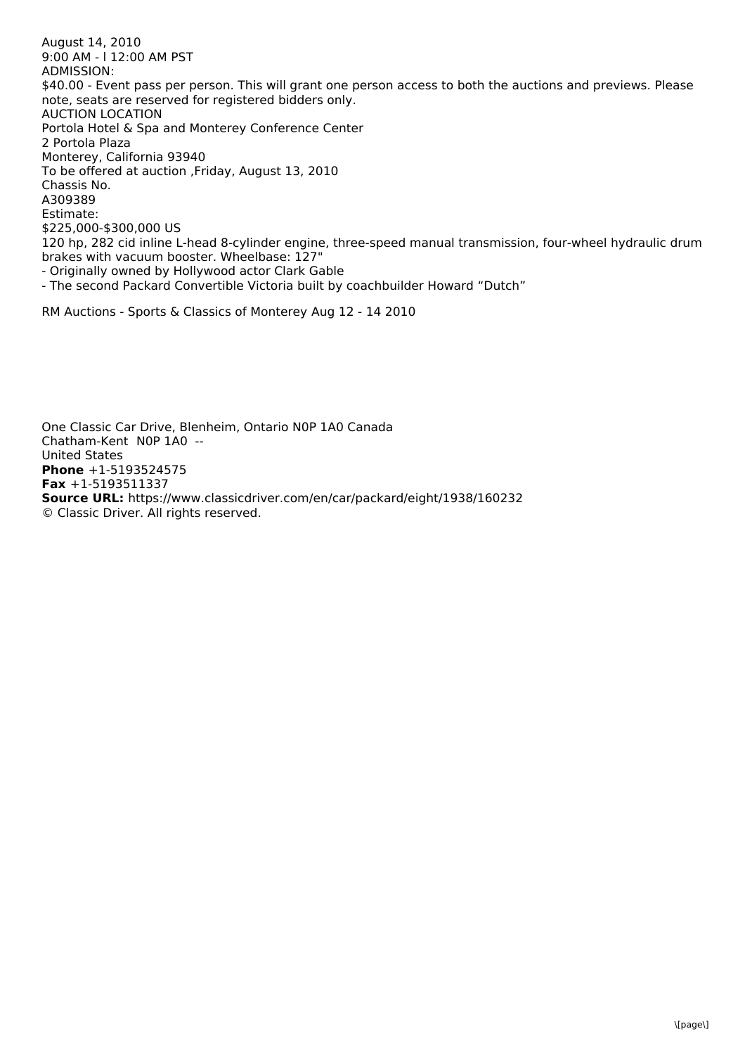August 14, 2010
9:00 AM - l 12:00 AM PST
ADMISSION:
$40.00 - Event pass per person. This will grant one person access to both the auctions and previews. Please note, seats are reserved for registered bidders only.
AUCTION LOCATION
Portola Hotel & Spa and Monterey Conference Center
2 Portola Plaza
Monterey, California 93940
To be offered at auction ,Friday, August 13, 2010
Chassis No.
A309389
Estimate:
$225,000-$300,000 US
120 hp, 282 cid inline L-head 8-cylinder engine, three-speed manual transmission, four-wheel hydraulic drum brakes with vacuum booster. Wheelbase: 127"
- Originally owned by Hollywood actor Clark Gable
- The second Packard Convertible Victoria built by coachbuilder Howard “Dutch”

RM Auctions - Sports & Classics of Monterey Aug 12 - 14 2010

One Classic Car Drive, Blenheim, Ontario N0P 1A0 Canada
Chatham-Kent N0P 1A0 --
United States
**Phone** +1-5193524575
**Fax** +1-5193511337
**Source URL:** https://www.classicdriver.com/en/car/packard/eight/1938/160232
© Classic Driver. All rights reserved.